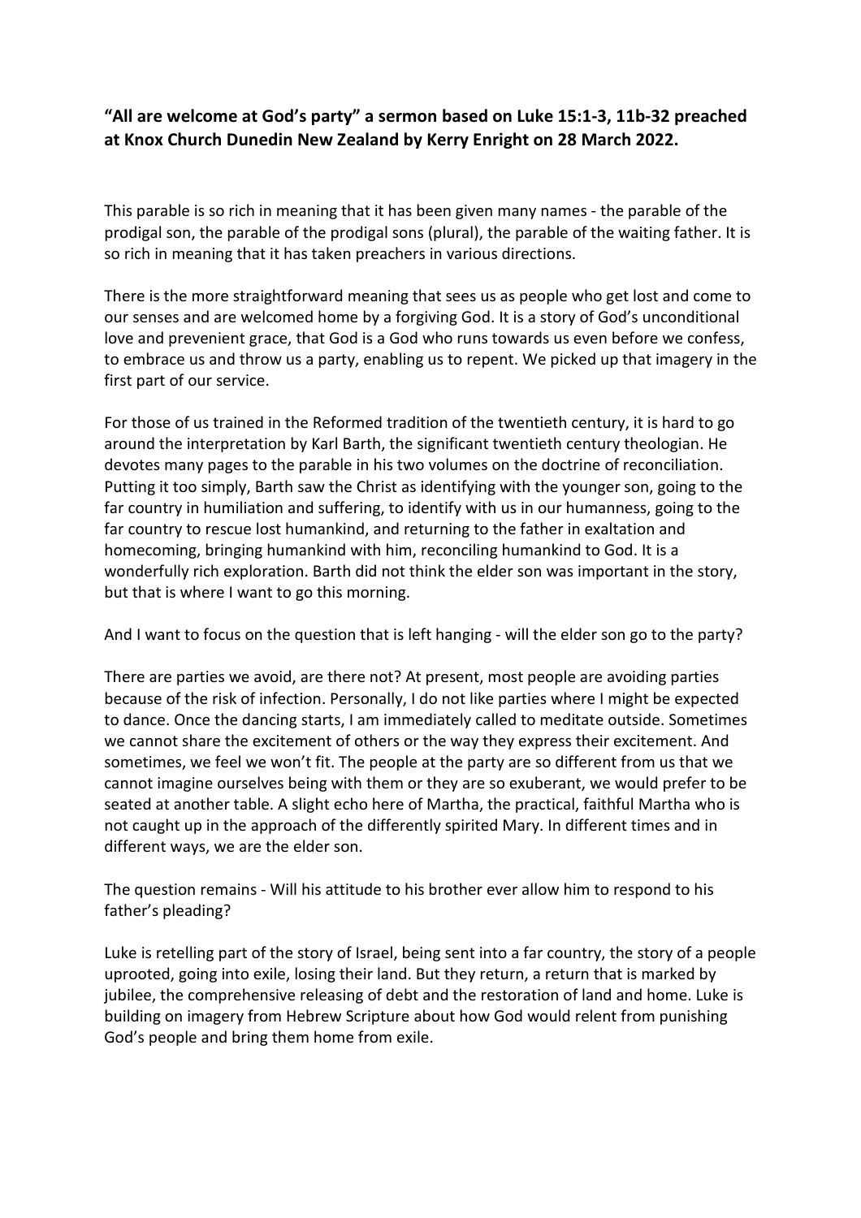**“All are welcome at God’s party” a sermon based on Luke 15:1-3, 11b-32 preached at Knox Church Dunedin New Zealand by Kerry Enright on 28 March 2022.**

This parable is so rich in meaning that it has been given many names - the parable of the prodigal son, the parable of the prodigal sons (plural), the parable of the waiting father. It is so rich in meaning that it has taken preachers in various directions.

There is the more straightforward meaning that sees us as people who get lost and come to our senses and are welcomed home by a forgiving God. It is a story of God’s unconditional love and prevenient grace, that God is a God who runs towards us even before we confess, to embrace us and throw us a party, enabling us to repent. We picked up that imagery in the first part of our service.

For those of us trained in the Reformed tradition of the twentieth century, it is hard to go around the interpretation by Karl Barth, the significant twentieth century theologian. He devotes many pages to the parable in his two volumes on the doctrine of reconciliation. Putting it too simply, Barth saw the Christ as identifying with the younger son, going to the far country in humiliation and suffering, to identify with us in our humanness, going to the far country to rescue lost humankind, and returning to the father in exaltation and homecoming, bringing humankind with him, reconciling humankind to God. It is a wonderfully rich exploration. Barth did not think the elder son was important in the story, but that is where I want to go this morning.

And I want to focus on the question that is left hanging - will the elder son go to the party?

There are parties we avoid, are there not? At present, most people are avoiding parties because of the risk of infection. Personally, I do not like parties where I might be expected to dance. Once the dancing starts, I am immediately called to meditate outside. Sometimes we cannot share the excitement of others or the way they express their excitement. And sometimes, we feel we won’t fit. The people at the party are so different from us that we cannot imagine ourselves being with them or they are so exuberant, we would prefer to be seated at another table. A slight echo here of Martha, the practical, faithful Martha who is not caught up in the approach of the differently spirited Mary. In different times and in different ways, we are the elder son.

The question remains - Will his attitude to his brother ever allow him to respond to his father’s pleading?

Luke is retelling part of the story of Israel, being sent into a far country, the story of a people uprooted, going into exile, losing their land. But they return, a return that is marked by jubilee, the comprehensive releasing of debt and the restoration of land and home. Luke is building on imagery from Hebrew Scripture about how God would relent from punishing God’s people and bring them home from exile.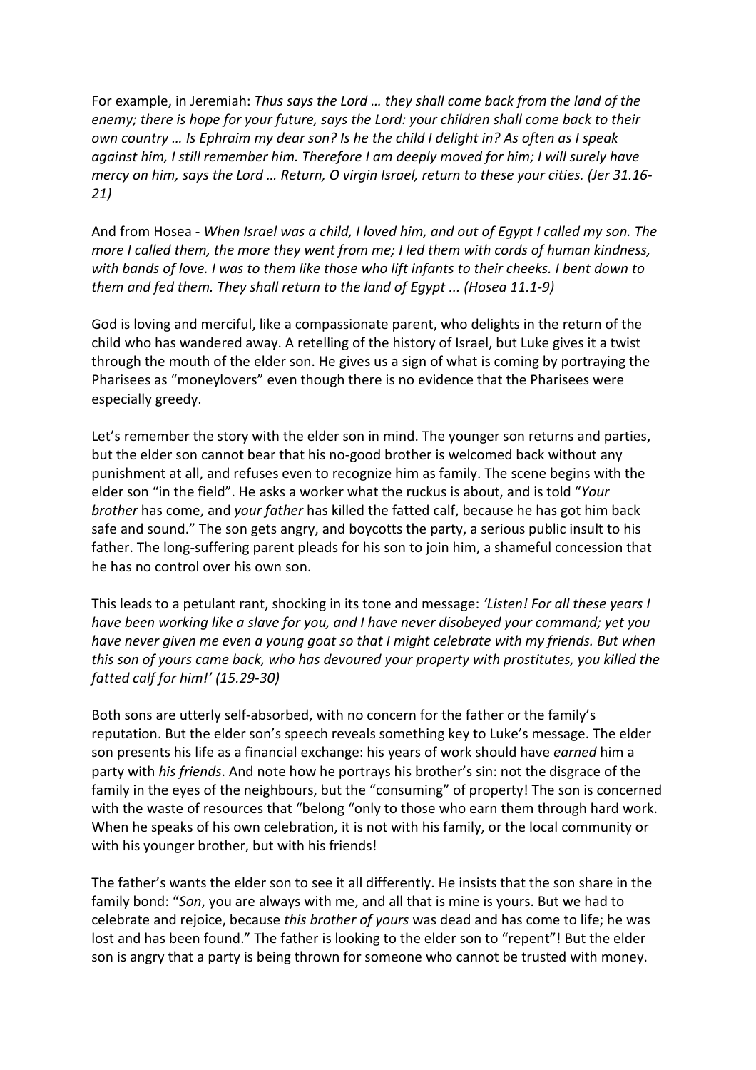For example, in Jeremiah: *Thus says the Lord … they shall come back from the land of the enemy; there is hope for your future, says the Lord: your children shall come back to their own country … Is Ephraim my dear son? Is he the child I delight in? As often as I speak against him, I still remember him. Therefore I am deeply moved for him; I will surely have mercy on him, says the Lord … Return, O virgin Israel, return to these your cities. (Jer 31.16-21)*

And from Hosea - *When Israel was a child, I loved him, and out of Egypt I called my son. The more I called them, the more they went from me; I led them with cords of human kindness, with bands of love. I was to them like those who lift infants to their cheeks. I bent down to them and fed them. They shall return to the land of Egypt ... (Hosea 11.1-9)*

God is loving and merciful, like a compassionate parent, who delights in the return of the child who has wandered away. A retelling of the history of Israel, but Luke gives it a twist through the mouth of the elder son. He gives us a sign of what is coming by portraying the Pharisees as "moneylovers" even though there is no evidence that the Pharisees were especially greedy.

Let's remember the story with the elder son in mind. The younger son returns and parties, but the elder son cannot bear that his no-good brother is welcomed back without any punishment at all, and refuses even to recognize him as family. The scene begins with the elder son "in the field". He asks a worker what the ruckus is about, and is told "*Your brother* has come, and *your father* has killed the fatted calf, because he has got him back safe and sound." The son gets angry, and boycotts the party, a serious public insult to his father. The long-suffering parent pleads for his son to join him, a shameful concession that he has no control over his own son.

This leads to a petulant rant, shocking in its tone and message: *'Listen! For all these years I have been working like a slave for you, and I have never disobeyed your command; yet you have never given me even a young goat so that I might celebrate with my friends. But when this son of yours came back, who has devoured your property with prostitutes, you killed the fatted calf for him!' (15.29-30)*

Both sons are utterly self-absorbed, with no concern for the father or the family's reputation. But the elder son's speech reveals something key to Luke's message. The elder son presents his life as a financial exchange: his years of work should have *earned* him a party with *his friends*. And note how he portrays his brother's sin: not the disgrace of the family in the eyes of the neighbours, but the "consuming" of property! The son is concerned with the waste of resources that "belong "only to those who earn them through hard work. When he speaks of his own celebration, it is not with his family, or the local community or with his younger brother, but with his friends!

The father's wants the elder son to see it all differently. He insists that the son share in the family bond: "*Son*, you are always with me, and all that is mine is yours. But we had to celebrate and rejoice, because *this brother of yours* was dead and has come to life; he was lost and has been found." The father is looking to the elder son to "repent"! But the elder son is angry that a party is being thrown for someone who cannot be trusted with money.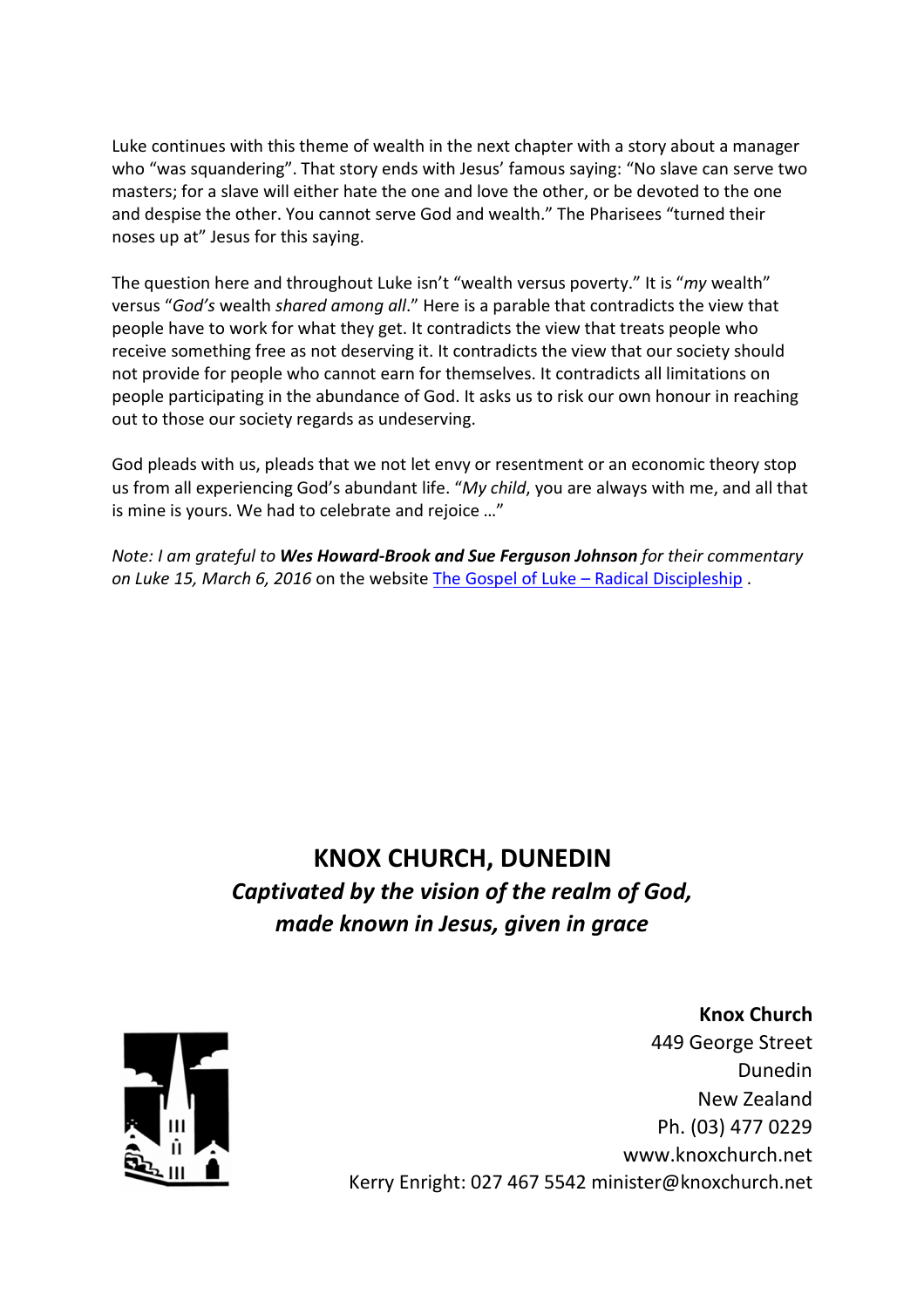Luke continues with this theme of wealth in the next chapter with a story about a manager who "was squandering". That story ends with Jesus' famous saying: "No slave can serve two masters; for a slave will either hate the one and love the other, or be devoted to the one and despise the other. You cannot serve God and wealth." The Pharisees "turned their noses up at" Jesus for this saying.

The question here and throughout Luke isn't "wealth versus poverty." It is "*my* wealth" versus "*God's* wealth *shared among all*." Here is a parable that contradicts the view that people have to work for what they get. It contradicts the view that treats people who receive something free as not deserving it. It contradicts the view that our society should not provide for people who cannot earn for themselves. It contradicts all limitations on people participating in the abundance of God. It asks us to risk our own honour in reaching out to those our society regards as undeserving.

God pleads with us, pleads that we not let envy or resentment or an economic theory stop us from all experiencing God's abundant life. "*My child*, you are always with me, and all that is mine is yours. We had to celebrate and rejoice …"

*Note: I am grateful to **Wes Howard-Brook and Sue Ferguson Johnson** for their commentary on Luke 15, March 6, 2016* on the website The Gospel of Luke – Radical Discipleship .

## KNOX CHURCH, DUNEDIN

***Captivated by the vision of the realm of God,***
***made known in Jesus, given in grace***

**Knox Church**
449 George Street
Dunedin
New Zealand
Ph. (03) 477 0229
www.knoxchurch.net
Kerry Enright: 027 467 5542 minister@knoxchurch.net